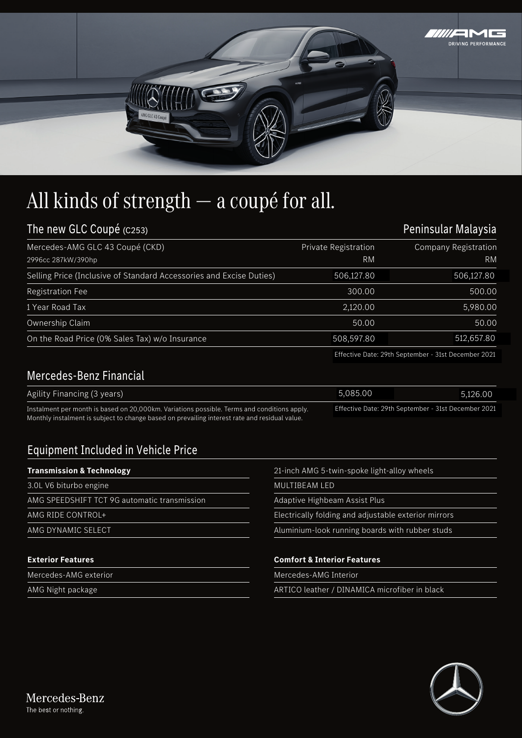# All kinds of strength — a coupé for all.

| The new GLC Coupé (C253) | | Peninsular Malaysia |
|---|---|---|
| Mercedes-AMG GLC 43 Coupé (CKD) 2996cc 287kW/390hp | Private Registration RM | Company Registration RM |
| Selling Price (Inclusive of Standard Accessories and Excise Duties) | 506,127.80 | 506,127.80 |
| Registration Fee | 300.00 | 500.00 |
| 1 Year Road Tax | 2,120.00 | 5,980.00 |
| Ownership Claim | 50.00 | 50.00 |
| On the Road Price (0% Sales Tax) w/o Insurance | 508,597.80 | 512,657.80 |

Effective Date: 29th September - 31st December 2021

## Mercedes-Benz Financial

| | | |
|---|---|---|
| Agility Financing (3 years) | 5,085.00 | 5,126.00 |

Instalment per month is based on 20,000km. Variations possible. Terms and conditions apply.
Monthly instalment is subject to change based on prevailing interest rate and residual value.

Effective Date: 29th September - 31st December 2021

## Equipment Included in Vehicle Price

**Transmission & Technology**

- 3.0L V6 biturbo engine
- AMG SPEEDSHIFT TCT 9G automatic transmission
- AMG RIDE CONTROL+
- AMG DYNAMIC SELECT

**Exterior Features**

- Mercedes-AMG exterior
- AMG Night package
- 21-inch AMG 5-twin-spoke light-alloy wheels
- MULTIBEAM LED
- Adaptive Highbeam Assist Plus
- Electrically folding and adjustable exterior mirrors
- Aluminium-look running boards with rubber studs

**Comfort & Interior Features**

- Mercedes-AMG Interior
- ARTICO leather / DINAMICA microfiber in black

Mercedes-Benz
The best or nothing.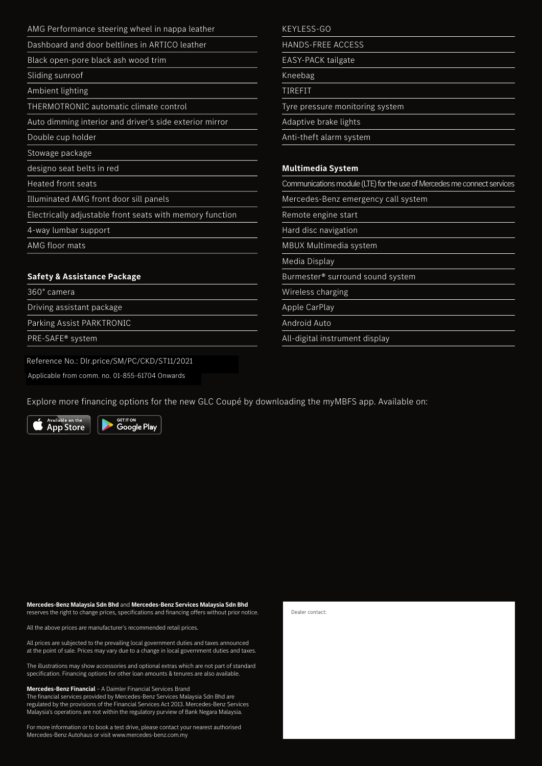AMG Performance steering wheel in nappa leather

Dashboard and door beltlines in ARTICO leather

Black open-pore black ash wood trim

Sliding sunroof

Ambient lighting

THERMOTRONIC automatic climate control

Auto dimming interior and driver's side exterior mirror

Double cup holder

Stowage package

designo seat belts in red

Heated front seats

Illuminated AMG front door sill panels

Electrically adjustable front seats with memory function

4-way lumbar support

AMG floor mats

**Safety & Assistance Package**

360° camera

Driving assistant package

Parking Assist PARKTRONIC

PRE-SAFE® system

KEYLESS-GO

HANDS-FREE ACCESS

EASY-PACK tailgate

Kneebag

TIREFIT

Tyre pressure monitoring system

Adaptive brake lights

Anti-theft alarm system

**Multimedia System**

Communications module (LTE) for the use of Mercedes me connect services

Mercedes-Benz emergency call system

Remote engine start

Hard disc navigation

MBUX Multimedia system

Media Display

Burmester® surround sound system

Wireless charging

Apple CarPlay

Android Auto

All-digital instrument display

Reference No.: Dlr.price/SM/PC/CKD/ST11/2021

Applicable from comm. no. 01-855-61704 Onwards

Explore more financing options for the new GLC Coupé by downloading the myMBFS app. Available on:

Available on the App Store

GET IT ON Google Play

**Mercedes-Benz Malaysia Sdn Bhd** and **Mercedes-Benz Services Malaysia Sdn Bhd** reserves the right to change prices, specifications and financing offers without prior notice.

All the above prices are manufacturer's recommended retail prices.

All prices are subjected to the prevailing local government duties and taxes announced at the point of sale. Prices may vary due to a change in local government duties and taxes.

The illustrations may show accessories and optional extras which are not part of standard specification. Financing options for other loan amounts & tenures are also available.

**Mercedes-Benz Financial** – A Daimler Financial Services Brand
The financial services provided by Mercedes-Benz Services Malaysia Sdn Bhd are regulated by the provisions of the Financial Services Act 2013. Mercedes-Benz Services Malaysia's operations are not within the regulatory purview of Bank Negara Malaysia.

For more information or to book a test drive, please contact your nearest authorised Mercedes-Benz Autohaus or visit www.mercedes-benz.com.my

Dealer contact: